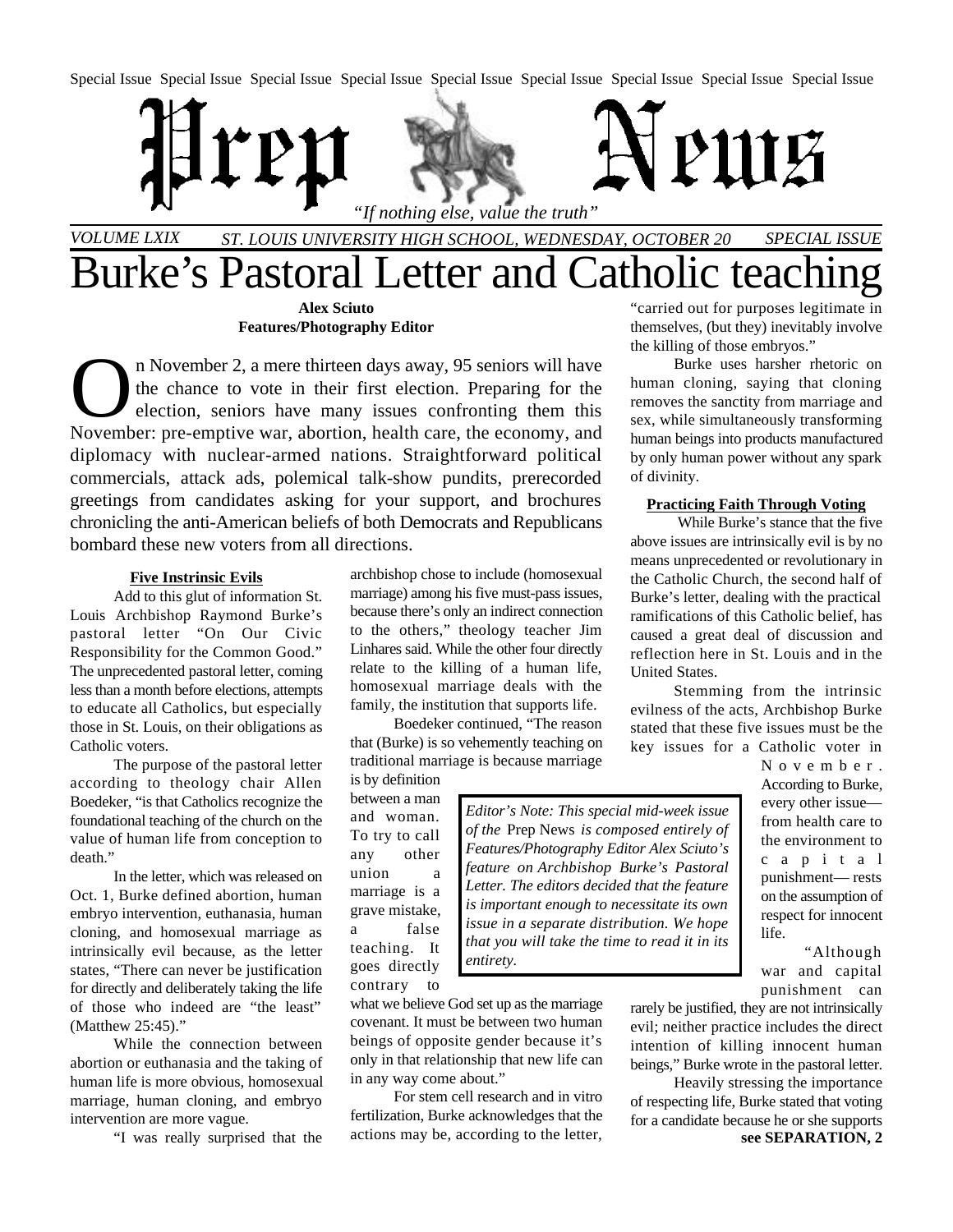Special Issue Special Issue Special Issue Special Issue Special Issue Special Issue Special Issue Special Issue Special Issue

# Prep News

*"If nothing else, value the truth"*

*VOLUME LXIX* *ST. LOUIS UNIVERSITY HIGH SCHOOL, WEDNESDAY, OCTOBER 20* *SPECIAL ISSUE*

# Burke's Pastoral Letter and Catholic teaching

**Alex Sciuto**
**Features/Photography Editor**

On November 2, a mere thirteen days away, 95 seniors will have the chance to vote in their first election. Preparing for the election, seniors have many issues confronting them this November: pre-emptive war, abortion, health care, the economy, and diplomacy with nuclear-armed nations. Straightforward political commercials, attack ads, polemical talk-show pundits, prerecorded greetings from candidates asking for your support, and brochures chronicling the anti-American beliefs of both Democrats and Republicans bombard these new voters from all directions.

**Five Instrinsic Evils**

Add to this glut of information St. Louis Archbishop Raymond Burke's pastoral letter "On Our Civic Responsibility for the Common Good." The unprecedented pastoral letter, coming less than a month before elections, attempts to educate all Catholics, but especially those in St. Louis, on their obligations as Catholic voters.

The purpose of the pastoral letter according to theology chair Allen Boedeker, "is that Catholics recognize the foundational teaching of the church on the value of human life from conception to death."

In the letter, which was released on Oct. 1, Burke defined abortion, human embryo intervention, euthanasia, human cloning, and homosexual marriage as intrinsically evil because, as the letter states, "There can never be justification for directly and deliberately taking the life of those who indeed are "the least" (Matthew 25:45)."

While the connection between abortion or euthanasia and the taking of human life is more obvious, homosexual marriage, human cloning, and embryo intervention are more vague.

"I was really surprised that the archbishop chose to include (homosexual marriage) among his five must-pass issues, because there's only an indirect connection to the others," theology teacher Jim Linhares said. While the other four directly relate to the killing of a human life, homosexual marriage deals with the family, the institution that supports life.

Boedeker continued, "The reason that (Burke) is so vehemently teaching on traditional marriage is because marriage is by definition between a man and woman. To try to call any other union a marriage is a grave mistake, a false teaching. It goes directly contrary to what we believe God set up as the marriage covenant. It must be between two human beings of opposite gender because it's only in that relationship that new life can in any way come about."

*Editor's Note: This special mid-week issue of the* Prep News *is composed entirely of Features/Photography Editor Alex Sciuto's feature on Archbishop Burke's Pastoral Letter. The editors decided that the feature is important enough to necessitate its own issue in a separate distribution. We hope that you will take the time to read it in its entirety.*

For stem cell research and in vitro fertilization, Burke acknowledges that the actions may be, according to the letter, "carried out for purposes legitimate in themselves, (but they) inevitably involve the killing of those embryos."

Burke uses harsher rhetoric on human cloning, saying that cloning removes the sanctity from marriage and sex, while simultaneously transforming human beings into products manufactured by only human power without any spark of divinity.

**Practicing Faith Through Voting**

While Burke's stance that the five above issues are intrinsically evil is by no means unprecedented or revolutionary in the Catholic Church, the second half of Burke's letter, dealing with the practical ramifications of this Catholic belief, has caused a great deal of discussion and reflection here in St. Louis and in the United States.

Stemming from the intrinsic evilness of the acts, Archbishop Burke stated that these five issues must be the key issues for a Catholic voter in November. According to Burke, every other issue—from health care to the environment to capital punishment— rests on the assumption of respect for innocent life.

"Although war and capital punishment can rarely be justified, they are not intrinsically evil; neither practice includes the direct intention of killing innocent human beings," Burke wrote in the pastoral letter.

Heavily stressing the importance of respecting life, Burke stated that voting for a candidate because he or she supports

**see SEPARATION, 2**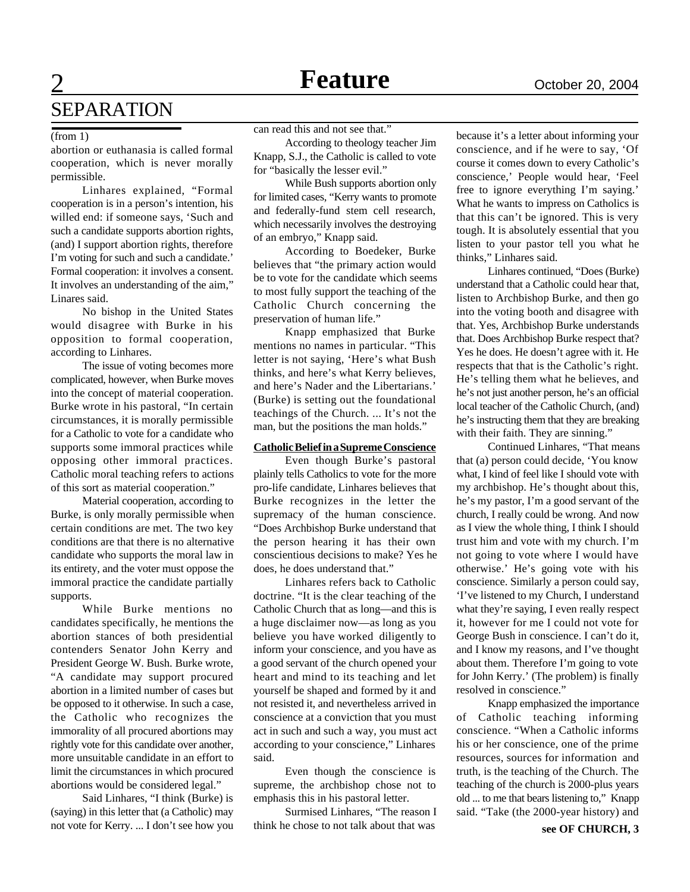# SEPARATION

(from 1)

abortion or euthanasia is called formal cooperation, which is never morally permissible.

Linhares explained, "Formal cooperation is in a person's intention, his willed end: if someone says, 'Such and such a candidate supports abortion rights, (and) I support abortion rights, therefore I'm voting for such and such a candidate.' Formal cooperation: it involves a consent. It involves an understanding of the aim," Linares said.

No bishop in the United States would disagree with Burke in his opposition to formal cooperation, according to Linhares.

The issue of voting becomes more complicated, however, when Burke moves into the concept of material cooperation. Burke wrote in his pastoral, "In certain circumstances, it is morally permissible for a Catholic to vote for a candidate who supports some immoral practices while opposing other immoral practices. Catholic moral teaching refers to actions of this sort as material cooperation."

Material cooperation, according to Burke, is only morally permissible when certain conditions are met. The two key conditions are that there is no alternative candidate who supports the moral law in its entirety, and the voter must oppose the immoral practice the candidate partially supports.

While Burke mentions no candidates specifically, he mentions the abortion stances of both presidential contenders Senator John Kerry and President George W. Bush. Burke wrote, "A candidate may support procured abortion in a limited number of cases but be opposed to it otherwise. In such a case, the Catholic who recognizes the immorality of all procured abortions may rightly vote for this candidate over another, more unsuitable candidate in an effort to limit the circumstances in which procured abortions would be considered legal."

Said Linhares, "I think (Burke) is (saying) in this letter that (a Catholic) may not vote for Kerry. ... I don't see how you can read this and not see that."

According to theology teacher Jim Knapp, S.J., the Catholic is called to vote for "basically the lesser evil."

While Bush supports abortion only for limited cases, "Kerry wants to promote and federally-fund stem cell research, which necessarily involves the destroying of an embryo," Knapp said.

According to Boedeker, Burke believes that "the primary action would be to vote for the candidate which seems to most fully support the teaching of the Catholic Church concerning the preservation of human life."

Knapp emphasized that Burke mentions no names in particular. "This letter is not saying, 'Here's what Bush thinks, and here's what Kerry believes, and here's Nader and the Libertarians.' (Burke) is setting out the foundational teachings of the Church. ... It's not the man, but the positions the man holds."

**Catholic Belief in a Supreme Conscience**

Even though Burke's pastoral plainly tells Catholics to vote for the more pro-life candidate, Linhares believes that Burke recognizes in the letter the supremacy of the human conscience. "Does Archbishop Burke understand that the person hearing it has their own conscientious decisions to make? Yes he does, he does understand that."

Linhares refers back to Catholic doctrine. "It is the clear teaching of the Catholic Church that as long—and this is a huge disclaimer now—as long as you believe you have worked diligently to inform your conscience, and you have as a good servant of the church opened your heart and mind to its teaching and let yourself be shaped and formed by it and not resisted it, and nevertheless arrived in conscience at a conviction that you must act in such and such a way, you must act according to your conscience," Linhares said.

Even though the conscience is supreme, the archbishop chose not to emphasis this in his pastoral letter.

Surmised Linhares, "The reason I think he chose to not talk about that was because it's a letter about informing your conscience, and if he were to say, 'Of course it comes down to every Catholic's conscience,' People would hear, 'Feel free to ignore everything I'm saying.' What he wants to impress on Catholics is that this can't be ignored. This is very tough. It is absolutely essential that you listen to your pastor tell you what he thinks," Linhares said.

Linhares continued, "Does (Burke) understand that a Catholic could hear that, listen to Archbishop Burke, and then go into the voting booth and disagree with that. Yes, Archbishop Burke understands that. Does Archbishop Burke respect that? Yes he does. He doesn't agree with it. He respects that that is the Catholic's right. He's telling them what he believes, and he's not just another person, he's an official local teacher of the Catholic Church, (and) he's instructing them that they are breaking with their faith. They are sinning."

Continued Linhares, "That means that (a) person could decide, 'You know what, I kind of feel like I should vote with my archbishop. He's thought about this, he's my pastor, I'm a good servant of the church, I really could be wrong. And now as I view the whole thing, I think I should trust him and vote with my church. I'm not going to vote where I would have otherwise.' He's going vote with his conscience. Similarly a person could say, 'I've listened to my Church, I understand what they're saying, I even really respect it, however for me I could not vote for George Bush in conscience. I can't do it, and I know my reasons, and I've thought about them. Therefore I'm going to vote for John Kerry.' (The problem) is finally resolved in conscience."

Knapp emphasized the importance of Catholic teaching informing conscience. "When a Catholic informs his or her conscience, one of the prime resources, sources for information and truth, is the teaching of the Church. The teaching of the church is 2000-plus years old ... to me that bears listening to," Knapp said. "Take (the 2000-year history) and

**see OF CHURCH, 3**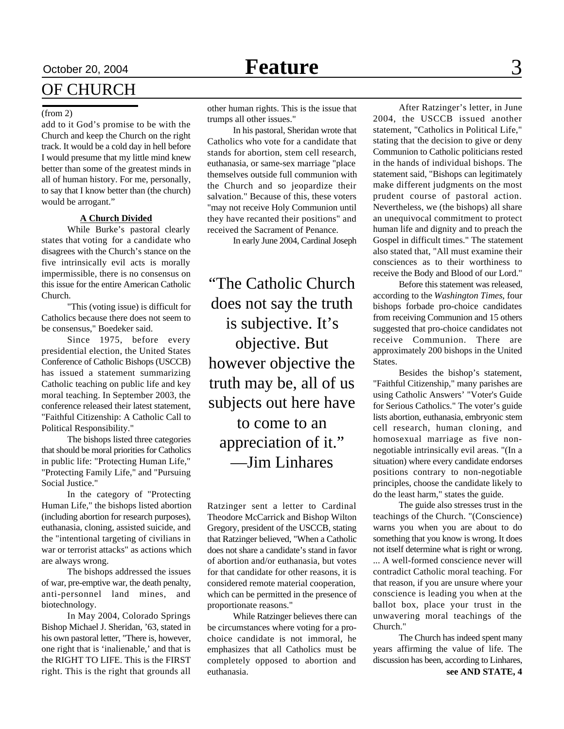# OF CHURCH

(from 2)

add to it God's promise to be with the Church and keep the Church on the right track. It would be a cold day in hell before I would presume that my little mind knew better than some of the greatest minds in all of human history. For me, personally, to say that I know better than (the church) would be arrogant."

**A Church Divided**

While Burke's pastoral clearly states that voting for a candidate who disagrees with the Church's stance on the five intrinsically evil acts is morally impermissible, there is no consensus on this issue for the entire American Catholic Church.

"This (voting issue) is difficult for Catholics because there does not seem to be consensus," Boedeker said.

Since 1975, before every presidential election, the United States Conference of Catholic Bishops (USCCB) has issued a statement summarizing Catholic teaching on public life and key moral teaching. In September 2003, the conference released their latest statement, "Faithful Citizenship: A Catholic Call to Political Responsibility."

The bishops listed three categories that should be moral priorities for Catholics in public life: "Protecting Human Life," "Protecting Family Life," and "Pursuing Social Justice."

In the category of "Protecting Human Life," the bishops listed abortion (including abortion for research purposes), euthanasia, cloning, assisted suicide, and the "intentional targeting of civilians in war or terrorist attacks" as actions which are always wrong.

The bishops addressed the issues of war, pre-emptive war, the death penalty, anti-personnel land mines, and biotechnology.

In May 2004, Colorado Springs Bishop Michael J. Sheridan, '63, stated in his own pastoral letter, "There is, however, one right that is 'inalienable,' and that is the RIGHT TO LIFE. This is the FIRST right. This is the right that grounds all other human rights. This is the issue that trumps all other issues."

In his pastoral, Sheridan wrote that Catholics who vote for a candidate that stands for abortion, stem cell research, euthanasia, or same-sex marriage "place themselves outside full communion with the Church and so jeopardize their salvation." Because of this, these voters "may not receive Holy Communion until they have recanted their positions" and received the Sacrament of Penance.

In early June 2004, Cardinal Joseph Ratzinger sent a letter to Cardinal Theodore McCarrick and Bishop Wilton Gregory, president of the USCCB, stating that Ratzinger believed, "When a Catholic does not share a candidate's stand in favor of abortion and/or euthanasia, but votes for that candidate for other reasons, it is considered remote material cooperation, which can be permitted in the presence of proportionate reasons."

> "The Catholic Church does not say the truth is subjective. It's objective. But however objective the truth may be, all of us subjects out here have to come to an appreciation of it."
> —Jim Linhares

While Ratzinger believes there can be circumstances where voting for a pro-choice candidate is not immoral, he emphasizes that all Catholics must be completely opposed to abortion and euthanasia.

After Ratzinger's letter, in June 2004, the USCCB issued another statement, "Catholics in Political Life," stating that the decision to give or deny Communion to Catholic politicians rested in the hands of individual bishops. The statement said, "Bishops can legitimately make different judgments on the most prudent course of pastoral action. Nevertheless, we (the bishops) all share an unequivocal commitment to protect human life and dignity and to preach the Gospel in difficult times." The statement also stated that, "All must examine their consciences as to their worthiness to receive the Body and Blood of our Lord."

Before this statement was released, according to the *Washington Times*, four bishops forbade pro-choice candidates from receiving Communion and 15 others suggested that pro-choice candidates not receive Communion. There are approximately 200 bishops in the United States.

Besides the bishop's statement, "Faithful Citizenship," many parishes are using Catholic Answers' "Voter's Guide for Serious Catholics." The voter's guide lists abortion, euthanasia, embryonic stem cell research, human cloning, and homosexual marriage as five non-negotiable intrinsically evil areas. "(In a situation) where every candidate endorses positions contrary to non-negotiable principles, choose the candidate likely to do the least harm," states the guide.

The guide also stresses trust in the teachings of the Church. "(Conscience) warns you when you are about to do something that you know is wrong. It does not itself determine what is right or wrong. ... A well-formed conscience never will contradict Catholic moral teaching. For that reason, if you are unsure where your conscience is leading you when at the ballot box, place your trust in the unwavering moral teachings of the Church."

The Church has indeed spent many years affirming the value of life. The discussion has been, according to Linhares,

**see AND STATE, 4**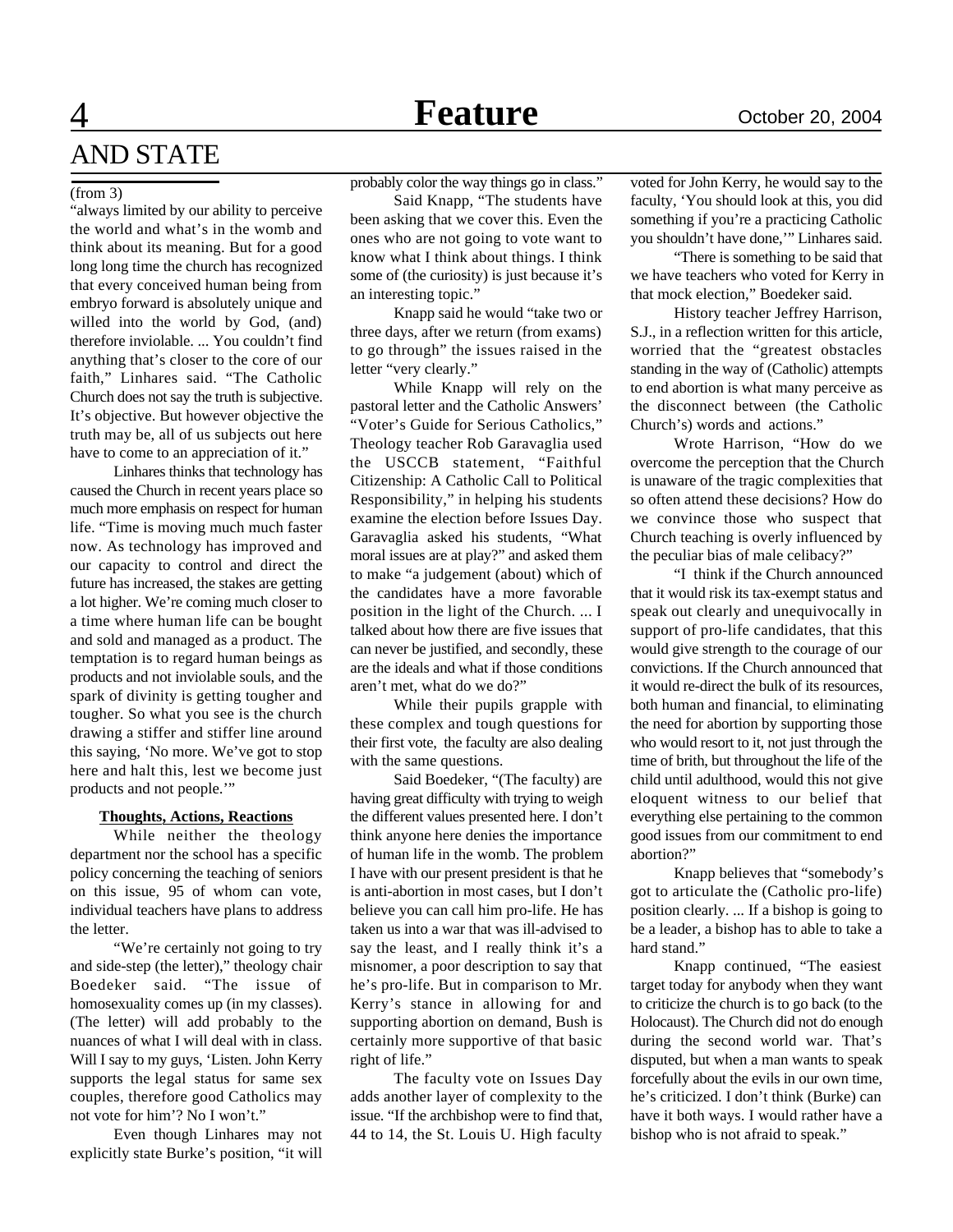# AND STATE

(from 3)

"always limited by our ability to perceive the world and what's in the womb and think about its meaning. But for a good long long time the church has recognized that every conceived human being from embryo forward is absolutely unique and willed into the world by God, (and) therefore inviolable. ... You couldn't find anything that's closer to the core of our faith," Linhares said. "The Catholic Church does not say the truth is subjective. It's objective. But however objective the truth may be, all of us subjects out here have to come to an appreciation of it."

Linhares thinks that technology has caused the Church in recent years place so much more emphasis on respect for human life. "Time is moving much much faster now. As technology has improved and our capacity to control and direct the future has increased, the stakes are getting a lot higher. We're coming much closer to a time where human life can be bought and sold and managed as a product. The temptation is to regard human beings as products and not inviolable souls, and the spark of divinity is getting tougher and tougher. So what you see is the church drawing a stiffer and stiffer line around this saying, 'No more. We've got to stop here and halt this, lest we become just products and not people.'"

**Thoughts, Actions, Reactions**

While neither the theology department nor the school has a specific policy concerning the teaching of seniors on this issue, 95 of whom can vote, individual teachers have plans to address the letter.

"We're certainly not going to try and side-step (the letter)," theology chair Boedeker said. "The issue of homosexuality comes up (in my classes). (The letter) will add probably to the nuances of what I will deal with in class. Will I say to my guys, 'Listen. John Kerry supports the legal status for same sex couples, therefore good Catholics may not vote for him'? No I won't."

Even though Linhares may not explicitly state Burke's position, "it will probably color the way things go in class."

Said Knapp, "The students have been asking that we cover this. Even the ones who are not going to vote want to know what I think about things. I think some of (the curiosity) is just because it's an interesting topic."

Knapp said he would "take two or three days, after we return (from exams) to go through" the issues raised in the letter "very clearly."

While Knapp will rely on the pastoral letter and the Catholic Answers' "Voter's Guide for Serious Catholics," Theology teacher Rob Garavaglia used the USCCB statement, "Faithful Citizenship: A Catholic Call to Political Responsibility," in helping his students examine the election before Issues Day. Garavaglia asked his students, "What moral issues are at play?" and asked them to make "a judgement (about) which of the candidates have a more favorable position in the light of the Church. ... I talked about how there are five issues that can never be justified, and secondly, these are the ideals and what if those conditions aren't met, what do we do?"

While their pupils grapple with these complex and tough questions for their first vote, the faculty are also dealing with the same questions.

Said Boedeker, "(The faculty) are having great difficulty with trying to weigh the different values presented here. I don't think anyone here denies the importance of human life in the womb. The problem I have with our present president is that he is anti-abortion in most cases, but I don't believe you can call him pro-life. He has taken us into a war that was ill-advised to say the least, and I really think it's a misnomer, a poor description to say that he's pro-life. But in comparison to Mr. Kerry's stance in allowing for and supporting abortion on demand, Bush is certainly more supportive of that basic right of life."

The faculty vote on Issues Day adds another layer of complexity to the issue. "If the archbishop were to find that, 44 to 14, the St. Louis U. High faculty voted for John Kerry, he would say to the faculty, 'You should look at this, you did something if you're a practicing Catholic you shouldn't have done,'" Linhares said.

"There is something to be said that we have teachers who voted for Kerry in that mock election," Boedeker said.

History teacher Jeffrey Harrison, S.J., in a reflection written for this article, worried that the "greatest obstacles standing in the way of (Catholic) attempts to end abortion is what many perceive as the disconnect between (the Catholic Church's) words and actions."

Wrote Harrison, "How do we overcome the perception that the Church is unaware of the tragic complexities that so often attend these decisions? How do we convince those who suspect that Church teaching is overly influenced by the peculiar bias of male celibacy?"

"I think if the Church announced that it would risk its tax-exempt status and speak out clearly and unequivocally in support of pro-life candidates, that this would give strength to the courage of our convictions. If the Church announced that it would re-direct the bulk of its resources, both human and financial, to eliminating the need for abortion by supporting those who would resort to it, not just through the time of brith, but throughout the life of the child until adulthood, would this not give eloquent witness to our belief that everything else pertaining to the common good issues from our commitment to end abortion?"

Knapp believes that "somebody's got to articulate the (Catholic pro-life) position clearly. ... If a bishop is going to be a leader, a bishop has to able to take a hard stand."

Knapp continued, "The easiest target today for anybody when they want to criticize the church is to go back (to the Holocaust). The Church did not do enough during the second world war. That's disputed, but when a man wants to speak forcefully about the evils in our own time, he's criticized. I don't think (Burke) can have it both ways. I would rather have a bishop who is not afraid to speak."